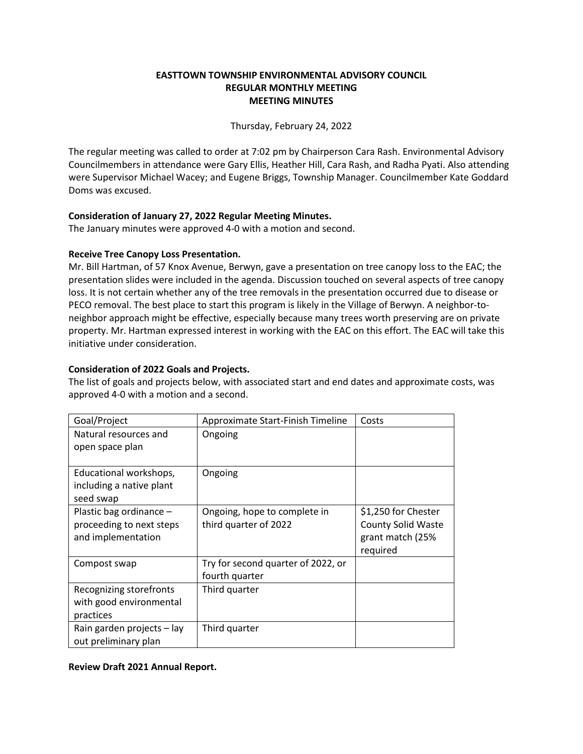**EASTTOWN TOWNSHIP ENVIRONMENTAL ADVISORY COUNCIL**
**REGULAR MONTHLY MEETING**
**MEETING MINUTES**

Thursday, February 24, 2022

The regular meeting was called to order at 7:02 pm by Chairperson Cara Rash. Environmental Advisory Councilmembers in attendance were Gary Ellis, Heather Hill, Cara Rash, and Radha Pyati. Also attending were Supervisor Michael Wacey; and Eugene Briggs, Township Manager. Councilmember Kate Goddard Doms was excused.

**Consideration of January 27, 2022 Regular Meeting Minutes.**
The January minutes were approved 4-0 with a motion and second.

**Receive Tree Canopy Loss Presentation.**
Mr. Bill Hartman, of 57 Knox Avenue, Berwyn, gave a presentation on tree canopy loss to the EAC; the presentation slides were included in the agenda. Discussion touched on several aspects of tree canopy loss. It is not certain whether any of the tree removals in the presentation occurred due to disease or PECO removal. The best place to start this program is likely in the Village of Berwyn. A neighbor-to-neighbor approach might be effective, especially because many trees worth preserving are on private property. Mr. Hartman expressed interest in working with the EAC on this effort. The EAC will take this initiative under consideration.

**Consideration of 2022 Goals and Projects.**
The list of goals and projects below, with associated start and end dates and approximate costs, was approved 4-0 with a motion and a second.

| Goal/Project | Approximate Start-Finish Timeline | Costs |
|---|---|---|
| Natural resources and open space plan | Ongoing | |
| Educational workshops, including a native plant seed swap | Ongoing | |
| Plastic bag ordinance – proceeding to next steps and implementation | Ongoing, hope to complete in third quarter of 2022 | $1,250 for Chester County Solid Waste grant match (25% required |
| Compost swap | Try for second quarter of 2022, or fourth quarter | |
| Recognizing storefronts with good environmental practices | Third quarter | |
| Rain garden projects – lay out preliminary plan | Third quarter | |

**Review Draft 2021 Annual Report.**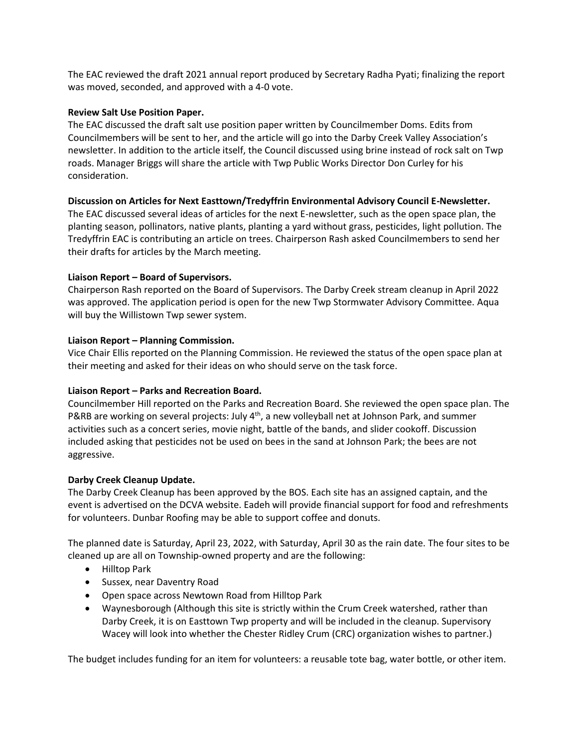The EAC reviewed the draft 2021 annual report produced by Secretary Radha Pyati; finalizing the report was moved, seconded, and approved with a 4-0 vote.

**Review Salt Use Position Paper.**

The EAC discussed the draft salt use position paper written by Councilmember Doms. Edits from Councilmembers will be sent to her, and the article will go into the Darby Creek Valley Association's newsletter. In addition to the article itself, the Council discussed using brine instead of rock salt on Twp roads. Manager Briggs will share the article with Twp Public Works Director Don Curley for his consideration.

**Discussion on Articles for Next Easttown/Tredyffrin Environmental Advisory Council E-Newsletter.**

The EAC discussed several ideas of articles for the next E-newsletter, such as the open space plan, the planting season, pollinators, native plants, planting a yard without grass, pesticides, light pollution. The Tredyffrin EAC is contributing an article on trees. Chairperson Rash asked Councilmembers to send her their drafts for articles by the March meeting.

**Liaison Report – Board of Supervisors.**

Chairperson Rash reported on the Board of Supervisors. The Darby Creek stream cleanup in April 2022 was approved. The application period is open for the new Twp Stormwater Advisory Committee. Aqua will buy the Willistown Twp sewer system.

**Liaison Report – Planning Commission.**

Vice Chair Ellis reported on the Planning Commission. He reviewed the status of the open space plan at their meeting and asked for their ideas on who should serve on the task force.

**Liaison Report – Parks and Recreation Board.**

Councilmember Hill reported on the Parks and Recreation Board. She reviewed the open space plan. The P&RB are working on several projects: July 4th, a new volleyball net at Johnson Park, and summer activities such as a concert series, movie night, battle of the bands, and slider cookoff. Discussion included asking that pesticides not be used on bees in the sand at Johnson Park; the bees are not aggressive.

**Darby Creek Cleanup Update.**

The Darby Creek Cleanup has been approved by the BOS. Each site has an assigned captain, and the event is advertised on the DCVA website. Eadeh will provide financial support for food and refreshments for volunteers. Dunbar Roofing may be able to support coffee and donuts.

The planned date is Saturday, April 23, 2022, with Saturday, April 30 as the rain date. The four sites to be cleaned up are all on Township-owned property and are the following:

- Hilltop Park
- Sussex, near Daventry Road
- Open space across Newtown Road from Hilltop Park
- Waynesborough (Although this site is strictly within the Crum Creek watershed, rather than Darby Creek, it is on Easttown Twp property and will be included in the cleanup. Supervisory Wacey will look into whether the Chester Ridley Crum (CRC) organization wishes to partner.)

The budget includes funding for an item for volunteers: a reusable tote bag, water bottle, or other item.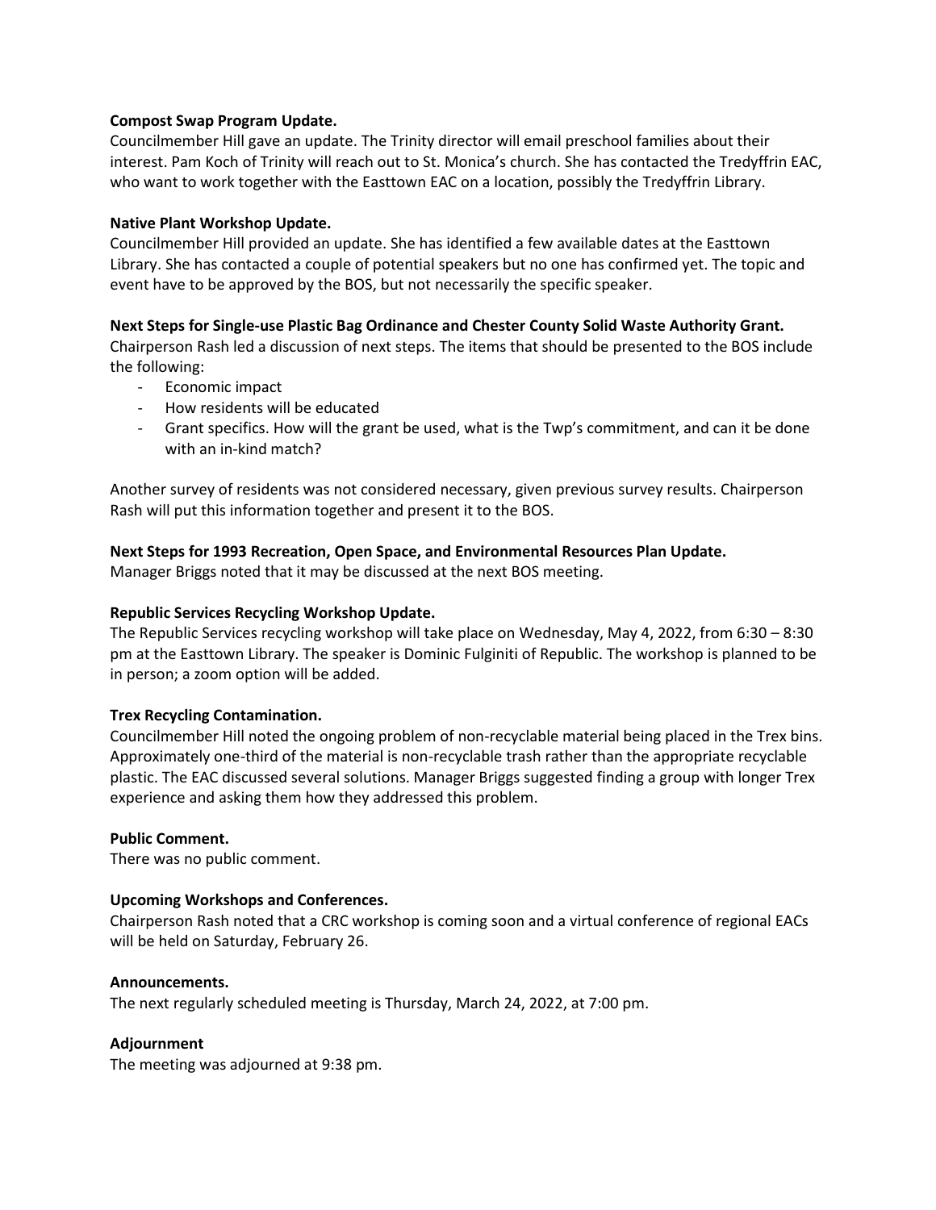**Compost Swap Program Update.**
Councilmember Hill gave an update. The Trinity director will email preschool families about their interest. Pam Koch of Trinity will reach out to St. Monica's church. She has contacted the Tredyffrin EAC, who want to work together with the Easttown EAC on a location, possibly the Tredyffrin Library.

**Native Plant Workshop Update.**
Councilmember Hill provided an update. She has identified a few available dates at the Easttown Library. She has contacted a couple of potential speakers but no one has confirmed yet. The topic and event have to be approved by the BOS, but not necessarily the specific speaker.

**Next Steps for Single-use Plastic Bag Ordinance and Chester County Solid Waste Authority Grant.**
Chairperson Rash led a discussion of next steps. The items that should be presented to the BOS include the following:

- Economic impact
- How residents will be educated
- Grant specifics. How will the grant be used, what is the Twp's commitment, and can it be done with an in-kind match?

Another survey of residents was not considered necessary, given previous survey results. Chairperson Rash will put this information together and present it to the BOS.

**Next Steps for 1993 Recreation, Open Space, and Environmental Resources Plan Update.**
Manager Briggs noted that it may be discussed at the next BOS meeting.

**Republic Services Recycling Workshop Update.**
The Republic Services recycling workshop will take place on Wednesday, May 4, 2022, from 6:30 – 8:30 pm at the Easttown Library. The speaker is Dominic Fulginiti of Republic. The workshop is planned to be in person; a zoom option will be added.

**Trex Recycling Contamination.**
Councilmember Hill noted the ongoing problem of non-recyclable material being placed in the Trex bins. Approximately one-third of the material is non-recyclable trash rather than the appropriate recyclable plastic. The EAC discussed several solutions. Manager Briggs suggested finding a group with longer Trex experience and asking them how they addressed this problem.

**Public Comment.**
There was no public comment.

**Upcoming Workshops and Conferences.**
Chairperson Rash noted that a CRC workshop is coming soon and a virtual conference of regional EACs will be held on Saturday, February 26.

**Announcements.**
The next regularly scheduled meeting is Thursday, March 24, 2022, at 7:00 pm.

**Adjournment**
The meeting was adjourned at 9:38 pm.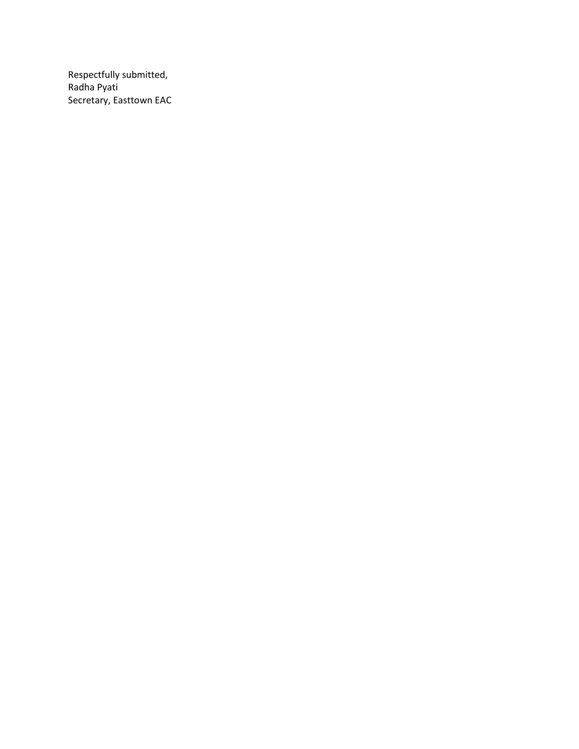Respectfully submitted,
Radha Pyati
Secretary, Easttown EAC